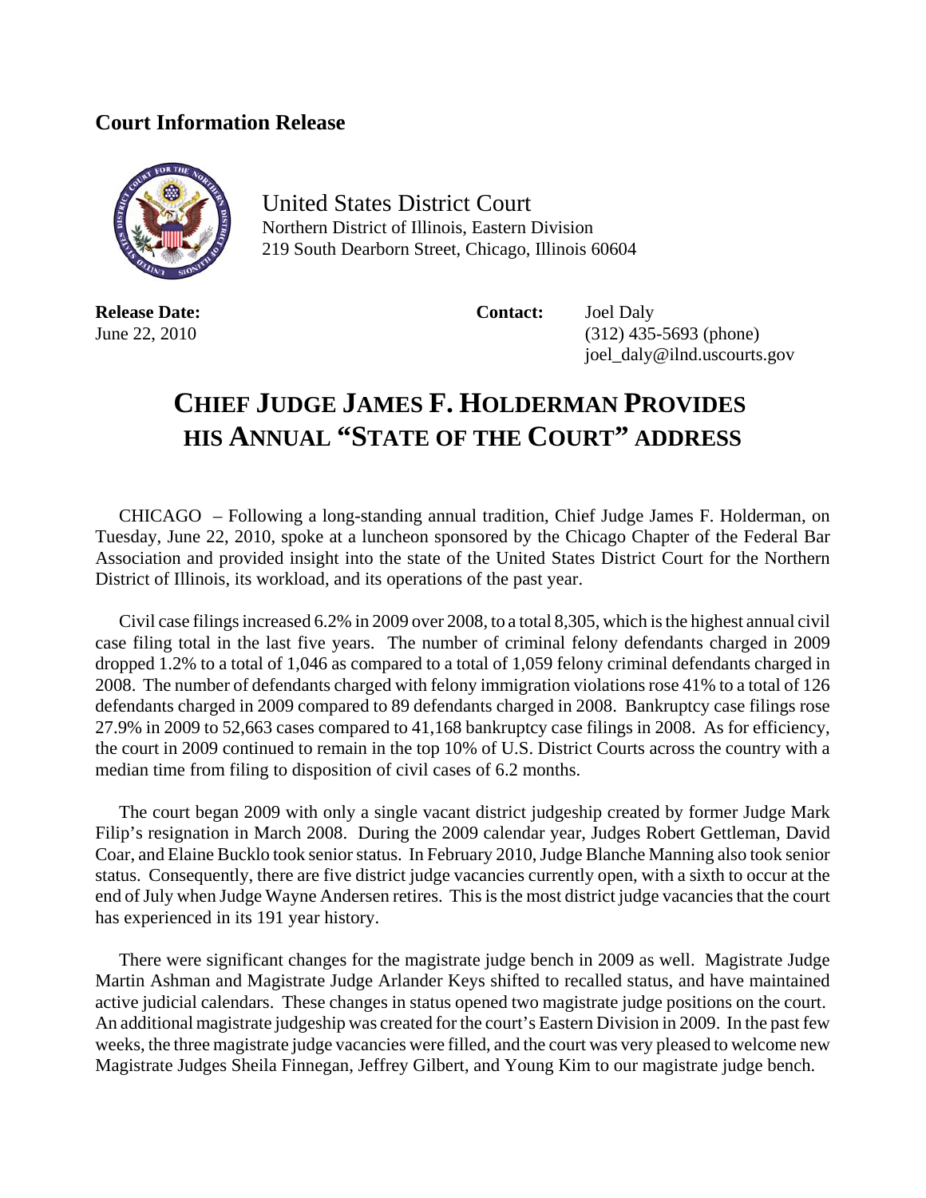**Court Information Release**

United States District Court
Northern District of Illinois, Eastern Division
219 South Dearborn Street, Chicago, Illinois 60604

**Release Date:**
June 22, 2010

**Contact:** Joel Daly
(312) 435-5693 (phone)
joel_daly@ilnd.uscourts.gov

# CHIEF JUDGE JAMES F. HOLDERMAN PROVIDES HIS ANNUAL "STATE OF THE COURT" ADDRESS

CHICAGO – Following a long-standing annual tradition, Chief Judge James F. Holderman, on Tuesday, June 22, 2010, spoke at a luncheon sponsored by the Chicago Chapter of the Federal Bar Association and provided insight into the state of the United States District Court for the Northern District of Illinois, its workload, and its operations of the past year.

Civil case filings increased 6.2% in 2009 over 2008, to a total 8,305, which is the highest annual civil case filing total in the last five years. The number of criminal felony defendants charged in 2009 dropped 1.2% to a total of 1,046 as compared to a total of 1,059 felony criminal defendants charged in 2008. The number of defendants charged with felony immigration violations rose 41% to a total of 126 defendants charged in 2009 compared to 89 defendants charged in 2008. Bankruptcy case filings rose 27.9% in 2009 to 52,663 cases compared to 41,168 bankruptcy case filings in 2008. As for efficiency, the court in 2009 continued to remain in the top 10% of U.S. District Courts across the country with a median time from filing to disposition of civil cases of 6.2 months.

The court began 2009 with only a single vacant district judgeship created by former Judge Mark Filip's resignation in March 2008. During the 2009 calendar year, Judges Robert Gettleman, David Coar, and Elaine Bucklo took senior status. In February 2010, Judge Blanche Manning also took senior status. Consequently, there are five district judge vacancies currently open, with a sixth to occur at the end of July when Judge Wayne Andersen retires. This is the most district judge vacancies that the court has experienced in its 191 year history.

There were significant changes for the magistrate judge bench in 2009 as well. Magistrate Judge Martin Ashman and Magistrate Judge Arlander Keys shifted to recalled status, and have maintained active judicial calendars. These changes in status opened two magistrate judge positions on the court. An additional magistrate judgeship was created for the court's Eastern Division in 2009. In the past few weeks, the three magistrate judge vacancies were filled, and the court was very pleased to welcome new Magistrate Judges Sheila Finnegan, Jeffrey Gilbert, and Young Kim to our magistrate judge bench.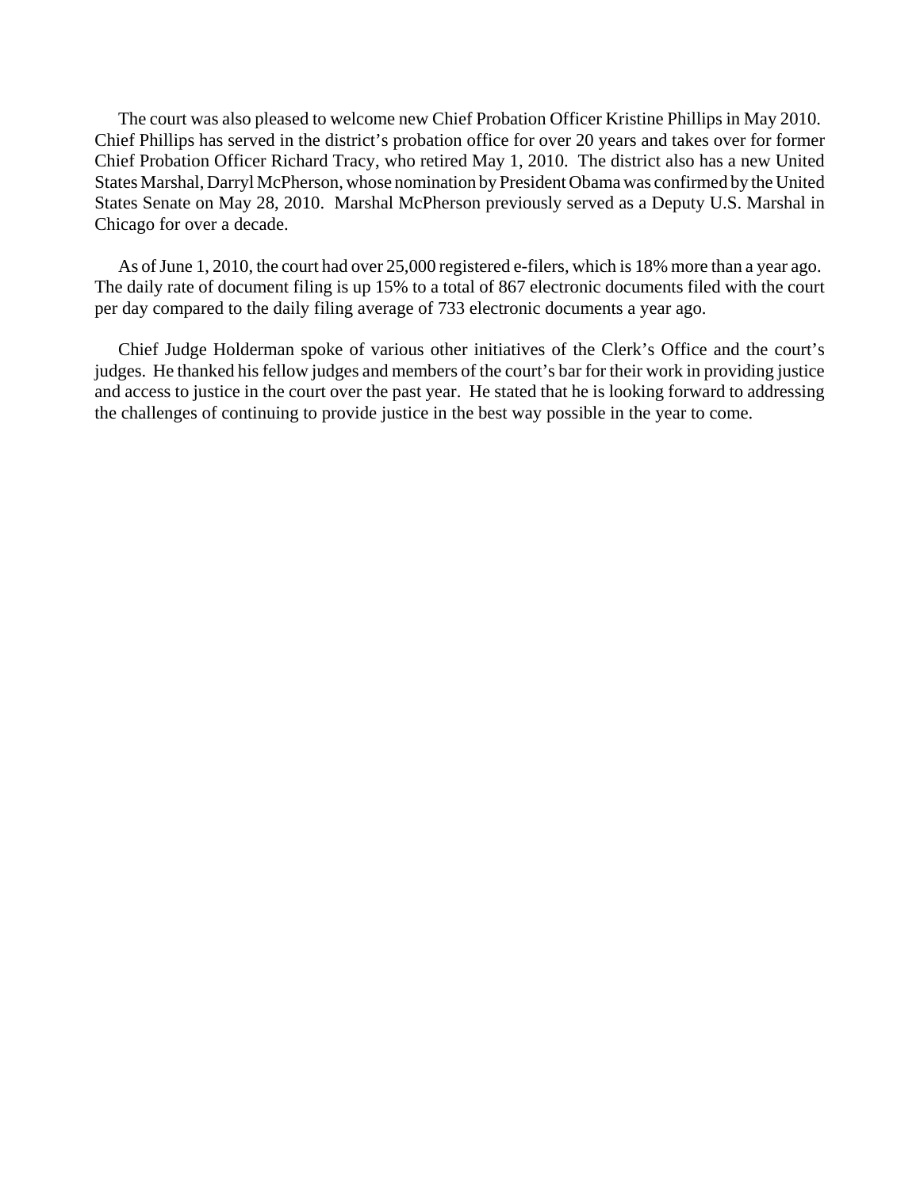The court was also pleased to welcome new Chief Probation Officer Kristine Phillips in May 2010. Chief Phillips has served in the district's probation office for over 20 years and takes over for former Chief Probation Officer Richard Tracy, who retired May 1, 2010. The district also has a new United States Marshal, Darryl McPherson, whose nomination by President Obama was confirmed by the United States Senate on May 28, 2010. Marshal McPherson previously served as a Deputy U.S. Marshal in Chicago for over a decade.

As of June 1, 2010, the court had over 25,000 registered e-filers, which is 18% more than a year ago. The daily rate of document filing is up 15% to a total of 867 electronic documents filed with the court per day compared to the daily filing average of 733 electronic documents a year ago.

Chief Judge Holderman spoke of various other initiatives of the Clerk's Office and the court's judges. He thanked his fellow judges and members of the court's bar for their work in providing justice and access to justice in the court over the past year. He stated that he is looking forward to addressing the challenges of continuing to provide justice in the best way possible in the year to come.